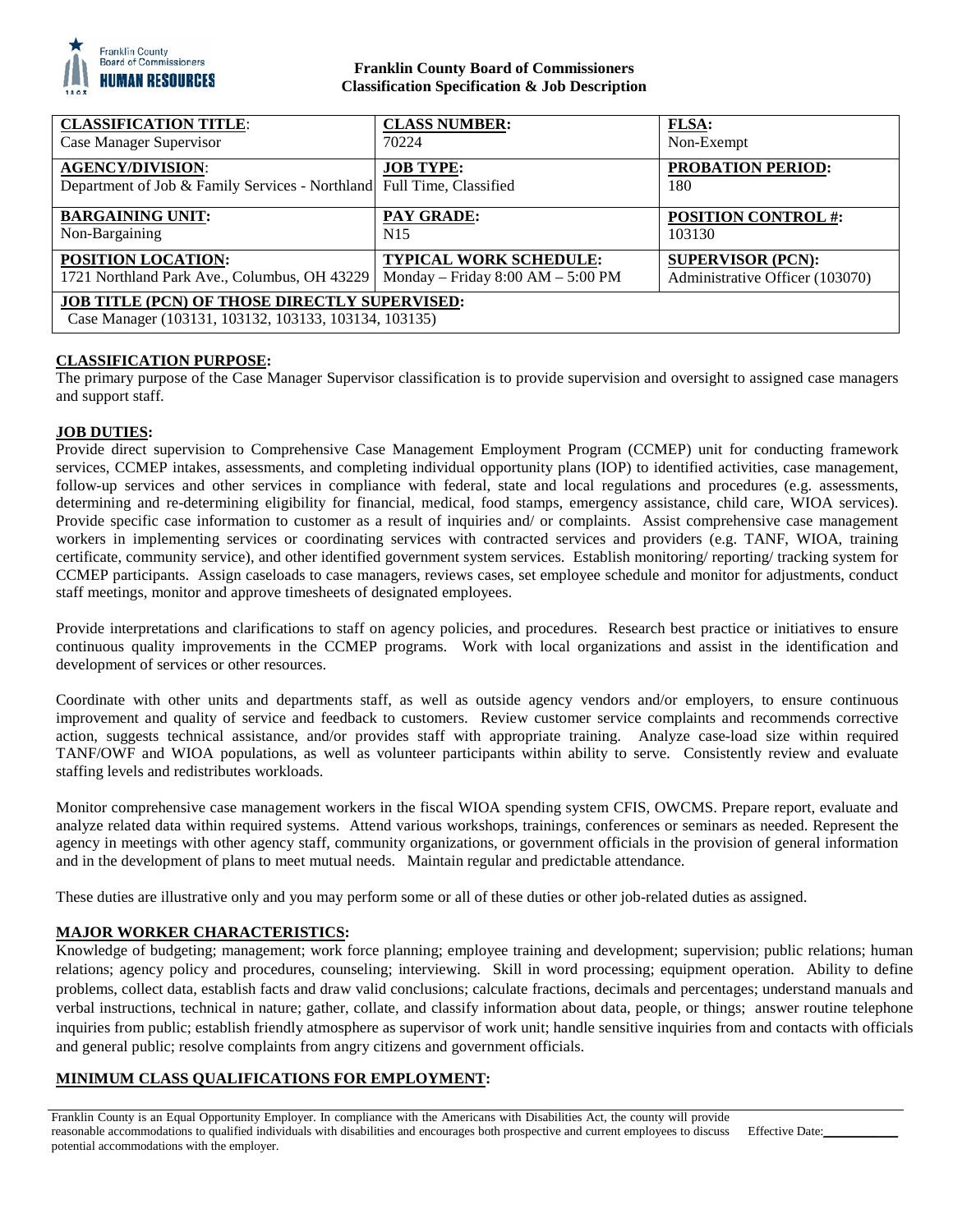**Franklin County Board of Commissioners**
**Classification Specification & Job Description**

| CLASSIFICATION TITLE: | CLASS NUMBER: | FLSA: |
|---|---|---|
| Case Manager Supervisor | 70224 | Non-Exempt |
| **AGENCY/DIVISION:** | **JOB TYPE:** | **PROBATION PERIOD:** |
| Department of Job & Family Services - Northland | Full Time, Classified | 180 |
| **BARGAINING UNIT:** | **PAY GRADE:** | **POSITION CONTROL #:** |
| Non-Bargaining | N15 | 103130 |
| **POSITION LOCATION:** | **TYPICAL WORK SCHEDULE:** | **SUPERVISOR (PCN):** |
| 1721 Northland Park Ave., Columbus, OH 43229 | Monday – Friday 8:00 AM – 5:00 PM | Administrative Officer (103070) |
| **JOB TITLE (PCN) OF THOSE DIRECTLY SUPERVISED:** | | |
| Case Manager (103131, 103132, 103133, 103134, 103135) | | |

## CLASSIFICATION PURPOSE:

The primary purpose of the Case Manager Supervisor classification is to provide supervision and oversight to assigned case managers and support staff.

## JOB DUTIES:

Provide direct supervision to Comprehensive Case Management Employment Program (CCMEP) unit for conducting framework services, CCMEP intakes, assessments, and completing individual opportunity plans (IOP) to identified activities, case management, follow-up services and other services in compliance with federal, state and local regulations and procedures (e.g. assessments, determining and re-determining eligibility for financial, medical, food stamps, emergency assistance, child care, WIOA services). Provide specific case information to customer as a result of inquiries and/ or complaints. Assist comprehensive case management workers in implementing services or coordinating services with contracted services and providers (e.g. TANF, WIOA, training certificate, community service), and other identified government system services. Establish monitoring/ reporting/ tracking system for CCMEP participants. Assign caseloads to case managers, reviews cases, set employee schedule and monitor for adjustments, conduct staff meetings, monitor and approve timesheets of designated employees.

Provide interpretations and clarifications to staff on agency policies, and procedures. Research best practice or initiatives to ensure continuous quality improvements in the CCMEP programs. Work with local organizations and assist in the identification and development of services or other resources.

Coordinate with other units and departments staff, as well as outside agency vendors and/or employers, to ensure continuous improvement and quality of service and feedback to customers. Review customer service complaints and recommends corrective action, suggests technical assistance, and/or provides staff with appropriate training. Analyze case-load size within required TANF/OWF and WIOA populations, as well as volunteer participants within ability to serve. Consistently review and evaluate staffing levels and redistributes workloads.

Monitor comprehensive case management workers in the fiscal WIOA spending system CFIS, OWCMS. Prepare report, evaluate and analyze related data within required systems. Attend various workshops, trainings, conferences or seminars as needed. Represent the agency in meetings with other agency staff, community organizations, or government officials in the provision of general information and in the development of plans to meet mutual needs. Maintain regular and predictable attendance.

These duties are illustrative only and you may perform some or all of these duties or other job-related duties as assigned.

## MAJOR WORKER CHARACTERISTICS:

Knowledge of budgeting; management; work force planning; employee training and development; supervision; public relations; human relations; agency policy and procedures, counseling; interviewing. Skill in word processing; equipment operation. Ability to define problems, collect data, establish facts and draw valid conclusions; calculate fractions, decimals and percentages; understand manuals and verbal instructions, technical in nature; gather, collate, and classify information about data, people, or things; answer routine telephone inquiries from public; establish friendly atmosphere as supervisor of work unit; handle sensitive inquiries from and contacts with officials and general public; resolve complaints from angry citizens and government officials.

## MINIMUM CLASS QUALIFICATIONS FOR EMPLOYMENT:

Franklin County is an Equal Opportunity Employer. In compliance with the Americans with Disabilities Act, the county will provide reasonable accommodations to qualified individuals with disabilities and encourages both prospective and current employees to discuss potential accommodations with the employer.

Effective Date:\_\_\_\_\_\_\_\_\_\_\_\_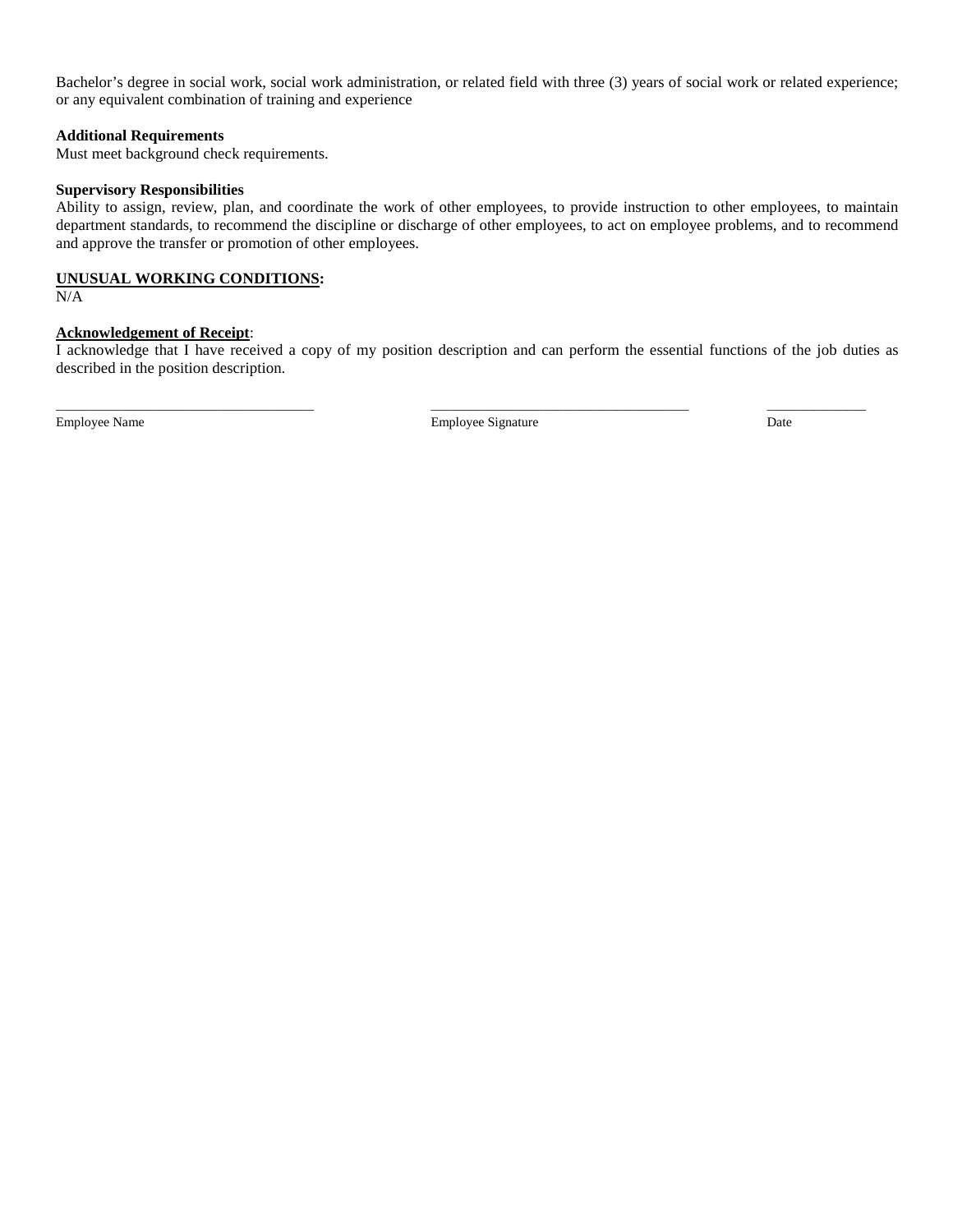Bachelor’s degree in social work, social work administration, or related field with three (3) years of social work or related experience; or any equivalent combination of training and experience

**Additional Requirements**
Must meet background check requirements.

**Supervisory Responsibilities**
Ability to assign, review, plan, and coordinate the work of other employees, to provide instruction to other employees, to maintain department standards, to recommend the discipline or discharge of other employees, to act on employee problems, and to recommend and approve the transfer or promotion of other employees.

**UNUSUAL WORKING CONDITIONS:**
N/A

**Acknowledgement of Receipt**:
I acknowledge that I have received a copy of my position description and can perform the essential functions of the job duties as described in the position description.

| | | |
|---|---|---|
| ___________________________________ | ___________________________________ | _____________ |
| Employee Name | Employee Signature | Date |